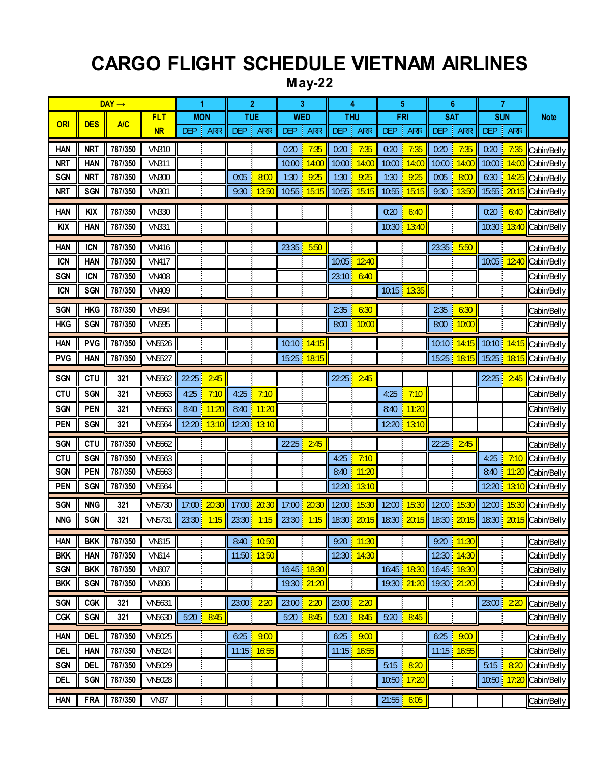# CARGO FLIGHT SCHEDULE VIETNAM AIRLINES

## May-22

| ORI | DES | A/C | FLT NR | 1 MON DEP | 1 MON ARR | 2 TUE DEP | 2 TUE ARR | 3 WED DEP | 3 WED ARR | 4 THU DEP | 4 THU ARR | 5 FRI DEP | 5 FRI ARR | 6 SAT DEP | 6 SAT ARR | 7 SUN DEP | 7 SUN ARR | Note |
|---|---|---|---|---|---|---|---|---|---|---|---|---|---|---|---|---|---|---|
| HAN | NRT | 787/350 | VN310 | | | | | 0:20 | 7:35 | 0:20 | 7:35 | 0:20 | 7:35 | 0:20 | 7:35 | 0:20 | 7:35 | Cabin/Belly |
| NRT | HAN | 787/350 | VN311 | | | | | 10:00 | 14:00 | 10:00 | 14:00 | 10:00 | 14:00 | 10:00 | 14:00 | 10:00 | 14:00 | Cabin/Belly |
| SGN | NRT | 787/350 | VN300 | | | 0:05 | 8:00 | 1:30 | 9:25 | 1:30 | 9:25 | 1:30 | 9:25 | 0:05 | 8:00 | 6:30 | 14:25 | Cabin/Belly |
| NRT | SGN | 787/350 | VN301 | | | 9:30 | 13:50 | 10:55 | 15:15 | 10:55 | 15:15 | 10:55 | 15:15 | 9:30 | 13:50 | 15:55 | 20:15 | Cabin/Belly |
| HAN | KIX | 787/350 | VN330 | | | | | | | | | 0:20 | 6:40 | | | 0:20 | 6:40 | Cabin/Belly |
| KIX | HAN | 787/350 | VN331 | | | | | | | | | 10:30 | 13:40 | | | 10:30 | 13:40 | Cabin/Belly |
| HAN | ICN | 787/350 | VN416 | | | | | 23:35 | 5:50 | | | | | 23:35 | 5:50 | | | Cabin/Belly |
| ICN | HAN | 787/350 | VN417 | | | | | | | 10:05 | 12:40 | | | | | 10:05 | 12:40 | Cabin/Belly |
| SGN | ICN | 787/350 | VN408 | | | | | | | 23:10 | 6:40 | | | | | | | Cabin/Belly |
| ICN | SGN | 787/350 | VN409 | | | | | | | | | 10:15 | 13:35 | | | | | Cabin/Belly |
| SGN | HKG | 787/350 | VN594 | | | | | | | 2:35 | 6:30 | | | 2:35 | 6:30 | | | Cabin/Belly |
| HKG | SGN | 787/350 | VN595 | | | | | | | 8:00 | 10:00 | | | 8:00 | 10:00 | | | Cabin/Belly |
| HAN | PVG | 787/350 | VN5526 | | | | | 10:10 | 14:15 | | | | | 10:10 | 14:15 | 10:10 | 14:15 | Cabin/Belly |
| PVG | HAN | 787/350 | VN5527 | | | | | 15:25 | 18:15 | | | | | 15:25 | 18:15 | 15:25 | 18:15 | Cabin/Belly |
| SGN | CTU | 321 | VN5562 | 22:25 | 2:45 | | | | | 22:25 | 2:45 | | | | | 22:25 | 2:45 | Cabin/Belly |
| CTU | SGN | 321 | VN5563 | 4:25 | 7:10 | 4:25 | 7:10 | | | | | 4:25 | 7:10 | | | | | Cabin/Belly |
| SGN | PEN | 321 | VN5563 | 8:40 | 11:20 | 8:40 | 11:20 | | | | | 8:40 | 11:20 | | | | | Cabin/Belly |
| PEN | SGN | 321 | VN5564 | 12:20 | 13:10 | 12:20 | 13:10 | | | | | 12:20 | 13:10 | | | | | Cabin/Belly |
| SGN | CTU | 787/350 | VN5562 | | | | | 22:25 | 2:45 | | | | | 22:25 | 2:45 | | | Cabin/Belly |
| CTU | SGN | 787/350 | VN5563 | | | | | | | 4:25 | 7:10 | | | | | 4:25 | 7:10 | Cabin/Belly |
| SGN | PEN | 787/350 | VN5563 | | | | | | | 8:40 | 11:20 | | | | | 8:40 | 11:20 | Cabin/Belly |
| PEN | SGN | 787/350 | VN5564 | | | | | | | 12:20 | 13:10 | | | | | 12:20 | 13:10 | Cabin/Belly |
| SGN | NNG | 321 | VN5730 | 17:00 | 20:30 | 17:00 | 20:30 | 17:00 | 20:30 | 12:00 | 15:30 | 12:00 | 15:30 | 12:00 | 15:30 | 12:00 | 15:30 | Cabin/Belly |
| NNG | SGN | 321 | VN5731 | 23:30 | 1:15 | 23:30 | 1:15 | 23:30 | 1:15 | 18:30 | 20:15 | 18:30 | 20:15 | 18:30 | 20:15 | 18:30 | 20:15 | Cabin/Belly |
| HAN | BKK | 787/350 | VN615 | | | 8:40 | 10:50 | | | 9:20 | 11:30 | | | 9:20 | 11:30 | | | Cabin/Belly |
| BKK | HAN | 787/350 | VN614 | | | 11:50 | 13:50 | | | 12:30 | 14:30 | | | 12:30 | 14:30 | | | Cabin/Belly |
| SGN | BKK | 787/350 | VN607 | | | | | 16:45 | 18:30 | | | 16:45 | 18:30 | 16:45 | 18:30 | | | Cabin/Belly |
| BKK | SGN | 787/350 | VN606 | | | | | 19:30 | 21:20 | | | 19:30 | 21:20 | 19:30 | 21:20 | | | Cabin/Belly |
| SGN | CGK | 321 | VN5631 | | | 23:00 | 2:20 | 23:00 | 2:20 | 23:00 | 2:20 | | | | | 23:00 | 2:20 | Cabin/Belly |
| CGK | SGN | 321 | VN5630 | 5:20 | 8:45 | | | 5:20 | 8:45 | 5:20 | 8:45 | 5:20 | 8:45 | | | | | Cabin/Belly |
| HAN | DEL | 787/350 | VN5025 | | | 6:25 | 9:00 | | | 6:25 | 9:00 | | | 6:25 | 9:00 | | | Cabin/Belly |
| DEL | HAN | 787/350 | VN5024 | | | 11:15 | 16:55 | | | 11:15 | 16:55 | | | 11:15 | 16:55 | | | Cabin/Belly |
| SGN | DEL | 787/350 | VN5029 | | | | | | | | | 5:15 | 8:20 | | | 5:15 | 8:20 | Cabin/Belly |
| DEL | SGN | 787/350 | VN5028 | | | | | | | | | 10:50 | 17:20 | | | 10:50 | 17:20 | Cabin/Belly |
| HAN | FRA | 787/350 | VN37 | | | | | | | | | 21:55 | 6:05 | | | | | Cabin/Belly |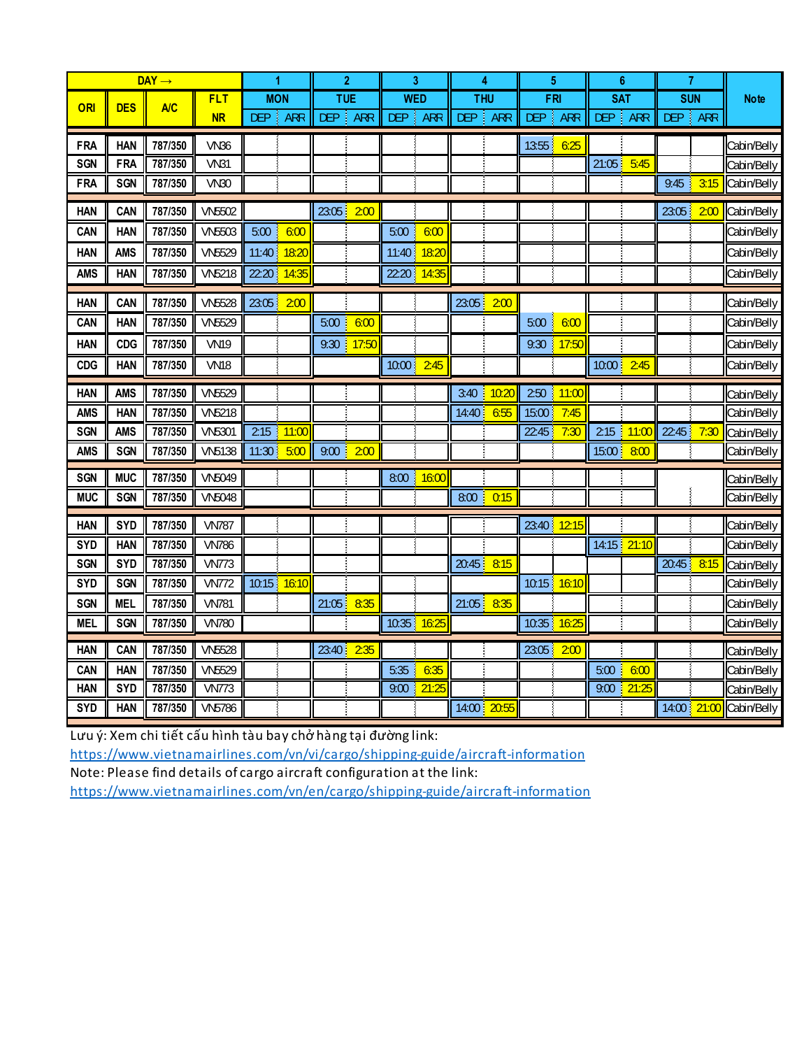| DAY → | | | | 1 | | 2 | | 3 | | 4 | | 5 | | 6 | | 7 | | Note |
|---|---|---|---|---|---|---|---|---|---|---|---|---|---|---|---|---|---|---|
| ORI | DES | A/C | FLT NR | MON | | TUE | | WED | | THU | | FRI | | SAT | | SUN | | |
| | | | | DEP | ARR | DEP | ARR | DEP | ARR | DEP | ARR | DEP | ARR | DEP | ARR | DEP | ARR | |
| FRA | HAN | 787/350 | VN36 | | | | | | | | | 13:55 | 6:25 | | | | | Cabin/Belly |
| SGN | FRA | 787/350 | VN31 | | | | | | | | | | | 21:05 | 5:45 | | | Cabin/Belly |
| FRA | SGN | 787/350 | VN30 | | | | | | | | | | | | | 9:45 | 3:15 | Cabin/Belly |
| HAN | CAN | 787/350 | VN5502 | | | 23:05 | 2:00 | | | | | | | | | 23:05 | 2:00 | Cabin/Belly |
| CAN | HAN | 787/350 | VN5503 | 5:00 | 6:00 | | | 5:00 | 6:00 | | | | | | | | | Cabin/Belly |
| HAN | AMS | 787/350 | VN5529 | 11:40 | 18:20 | | | 11:40 | 18:20 | | | | | | | | | Cabin/Belly |
| AMS | HAN | 787/350 | VN5218 | 22:20 | 14:35 | | | 22:20 | 14:35 | | | | | | | | | Cabin/Belly |
| HAN | CAN | 787/350 | VN5528 | 23:05 | 2:00 | | | | | 23:05 | 2:00 | | | | | | | Cabin/Belly |
| CAN | HAN | 787/350 | VN5529 | | | 5:00 | 6:00 | | | | | 5:00 | 6:00 | | | | | Cabin/Belly |
| HAN | CDG | 787/350 | VN19 | | | 9:30 | 17:50 | | | | | 9:30 | 17:50 | | | | | Cabin/Belly |
| CDG | HAN | 787/350 | VN18 | | | | | 10:00 | 2:45 | | | | | 10:00 | 2:45 | | | Cabin/Belly |
| HAN | AMS | 787/350 | VN5529 | | | | | | | 3:40 | 10:20 | 2:50 | 11:00 | | | | | Cabin/Belly |
| AMS | HAN | 787/350 | VN5218 | | | | | | | 14:40 | 6:55 | 15:00 | 7:45 | | | | | Cabin/Belly |
| SGN | AMS | 787/350 | VN5301 | 2:15 | 11:00 | | | | | | | 22:45 | 7:30 | 2:15 | 11:00 | 22:45 | 7:30 | Cabin/Belly |
| AMS | SGN | 787/350 | VN5138 | 11:30 | 5:00 | 9:00 | 2:00 | | | | | | | 15:00 | 8:00 | | | Cabin/Belly |
| SGN | MUC | 787/350 | VN5049 | | | | | 8:00 | 16:00 | | | | | | | | | Cabin/Belly |
| MUC | SGN | 787/350 | VN5048 | | | | | | | 8:00 | 0:15 | | | | | | | Cabin/Belly |
| HAN | SYD | 787/350 | VN787 | | | | | | | | | 23:40 | 12:15 | | | | | Cabin/Belly |
| SYD | HAN | 787/350 | VN786 | | | | | | | | | | | 14:15 | 21:10 | | | Cabin/Belly |
| SGN | SYD | 787/350 | VN773 | | | | | | | 20:45 | 8:15 | | | | | 20:45 | 8:15 | Cabin/Belly |
| SYD | SGN | 787/350 | VN772 | 10:15 | 16:10 | | | | | | | 10:15 | 16:10 | | | | | Cabin/Belly |
| SGN | MEL | 787/350 | VN781 | | | 21:05 | 8:35 | | | 21:05 | 8:35 | | | | | | | Cabin/Belly |
| MEL | SGN | 787/350 | VN780 | | | | | 10:35 | 16:25 | | | 10:35 | 16:25 | | | | | Cabin/Belly |
| HAN | CAN | 787/350 | VN5528 | | | 23:40 | 2:35 | | | | | 23:05 | 2:00 | | | | | Cabin/Belly |
| CAN | HAN | 787/350 | VN5529 | | | | | 5:35 | 6:35 | | | | | 5:00 | 6:00 | | | Cabin/Belly |
| HAN | SYD | 787/350 | VN773 | | | | | 9:00 | 21:25 | | | | | 9:00 | 21:25 | | | Cabin/Belly |
| SYD | HAN | 787/350 | VN5786 | | | | | | | 14:00 | 20:55 | | | | | 14:00 | 21:00 | Cabin/Belly |

Lưu ý: Xem chi tiết cấu hình tàu bay chở hàng tại đường link:
https://www.vietnamairlines.com/vn/vi/cargo/shipping-guide/aircraft-information

Note: Please find details of cargo aircraft configuration at the link:
https://www.vietnamairlines.com/vn/en/cargo/shipping-guide/aircraft-information